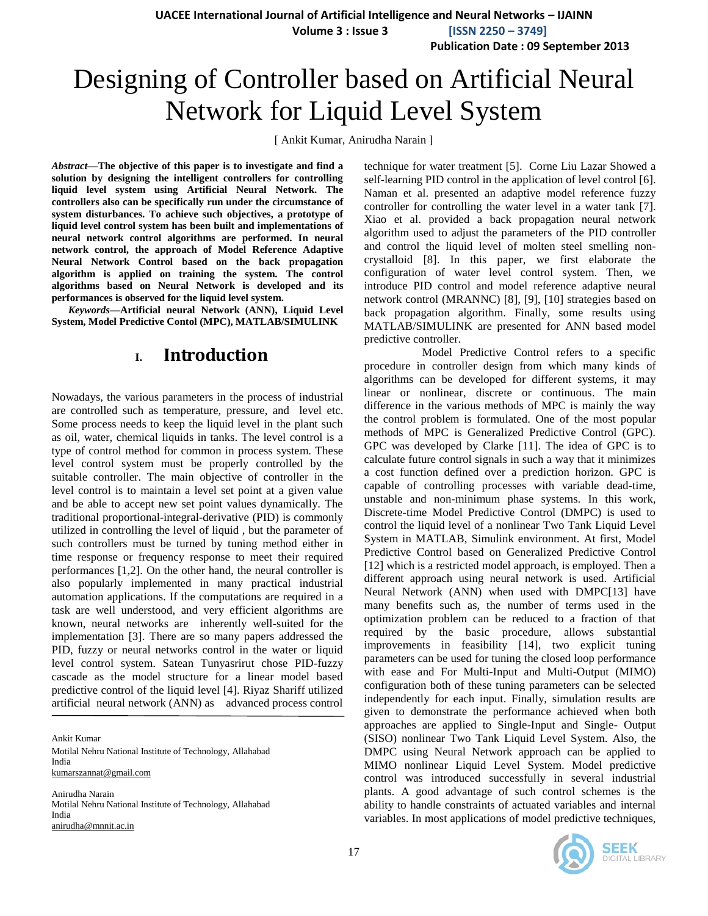# Designing of Controller based on Artificial Neural Network for Liquid Level System

[ Ankit Kumar, Anirudha Narain ]

***Abstract*—The objective of this paper is to investigate and find a solution by designing the intelligent controllers for controlling liquid level system using Artificial Neural Network. The controllers also can be specifically run under the circumstance of system disturbances. To achieve such objectives, a prototype of liquid level control system has been built and implementations of neural network control algorithms are performed. In neural network control, the approach of Model Reference Adaptive Neural Network Control based on the back propagation algorithm is applied on training the system. The control algorithms based on Neural Network is developed and its performances is observed for the liquid level system.**

***Keywords*—Artificial neural Network (ANN), Liquid Level System, Model Predictive Contol (MPC), MATLAB/SIMULINK**

## I. Introduction

Nowadays, the various parameters in the process of industrial are controlled such as temperature, pressure, and level etc. Some process needs to keep the liquid level in the plant such as oil, water, chemical liquids in tanks. The level control is a type of control method for common in process system. These level control system must be properly controlled by the suitable controller. The main objective of controller in the level control is to maintain a level set point at a given value and be able to accept new set point values dynamically. The traditional proportional-integral-derivative (PID) is commonly utilized in controlling the level of liquid , but the parameter of such controllers must be turned by tuning method either in time response or frequency response to meet their required performances [1,2]. On the other hand, the neural controller is also popularly implemented in many practical industrial automation applications. If the computations are required in a task are well understood, and very efficient algorithms are known, neural networks are inherently well-suited for the implementation [3]. There are so many papers addressed the PID, fuzzy or neural networks control in the water or liquid level control system. Satean Tunyasrirut chose PID-fuzzy cascade as the model structure for a linear model based predictive control of the liquid level [4]. Riyaz Shariff utilized artificial neural network (ANN) as advanced process control technique for water treatment [5]. Corne Liu Lazar Showed a self-learning PID control in the application of level control [6]. Naman et al. presented an adaptive model reference fuzzy controller for controlling the water level in a water tank [7]. Xiao et al. provided a back propagation neural network algorithm used to adjust the parameters of the PID controller and control the liquid level of molten steel smelling non-crystalloid [8]. In this paper, we first elaborate the configuration of water level control system. Then, we introduce PID control and model reference adaptive neural network control (MRANNC) [8], [9], [10] strategies based on back propagation algorithm. Finally, some results using MATLAB/SIMULINK are presented for ANN based model predictive controller.

Model Predictive Control refers to a specific procedure in controller design from which many kinds of algorithms can be developed for different systems, it may linear or nonlinear, discrete or continuous. The main difference in the various methods of MPC is mainly the way the control problem is formulated. One of the most popular methods of MPC is Generalized Predictive Control (GPC). GPC was developed by Clarke [11]. The idea of GPC is to calculate future control signals in such a way that it minimizes a cost function defined over a prediction horizon. GPC is capable of controlling processes with variable dead-time, unstable and non-minimum phase systems. In this work, Discrete-time Model Predictive Control (DMPC) is used to control the liquid level of a nonlinear Two Tank Liquid Level System in MATLAB, Simulink environment. At first, Model Predictive Control based on Generalized Predictive Control [12] which is a restricted model approach, is employed. Then a different approach using neural network is used. Artificial Neural Network (ANN) when used with DMPC[13] have many benefits such as, the number of terms used in the optimization problem can be reduced to a fraction of that required by the basic procedure, allows substantial improvements in feasibility [14], two explicit tuning parameters can be used for tuning the closed loop performance with ease and For Multi-Input and Multi-Output (MIMO) configuration both of these tuning parameters can be selected independently for each input. Finally, simulation results are given to demonstrate the performance achieved when both approaches are applied to Single-Input and Single- Output (SISO) nonlinear Two Tank Liquid Level System. Also, the DMPC using Neural Network approach can be applied to MIMO nonlinear Liquid Level System. Model predictive control was introduced successfully in several industrial plants. A good advantage of such control schemes is the ability to handle constraints of actuated variables and internal variables. In most applications of model predictive techniques,

---

Ankit Kumar
Motilal Nehru National Institute of Technology, Allahabad
India
kumarszannat@gmail.com

Anirudha Narain
Motilal Nehru National Institute of Technology, Allahabad
India
anirudha@mnnit.ac.in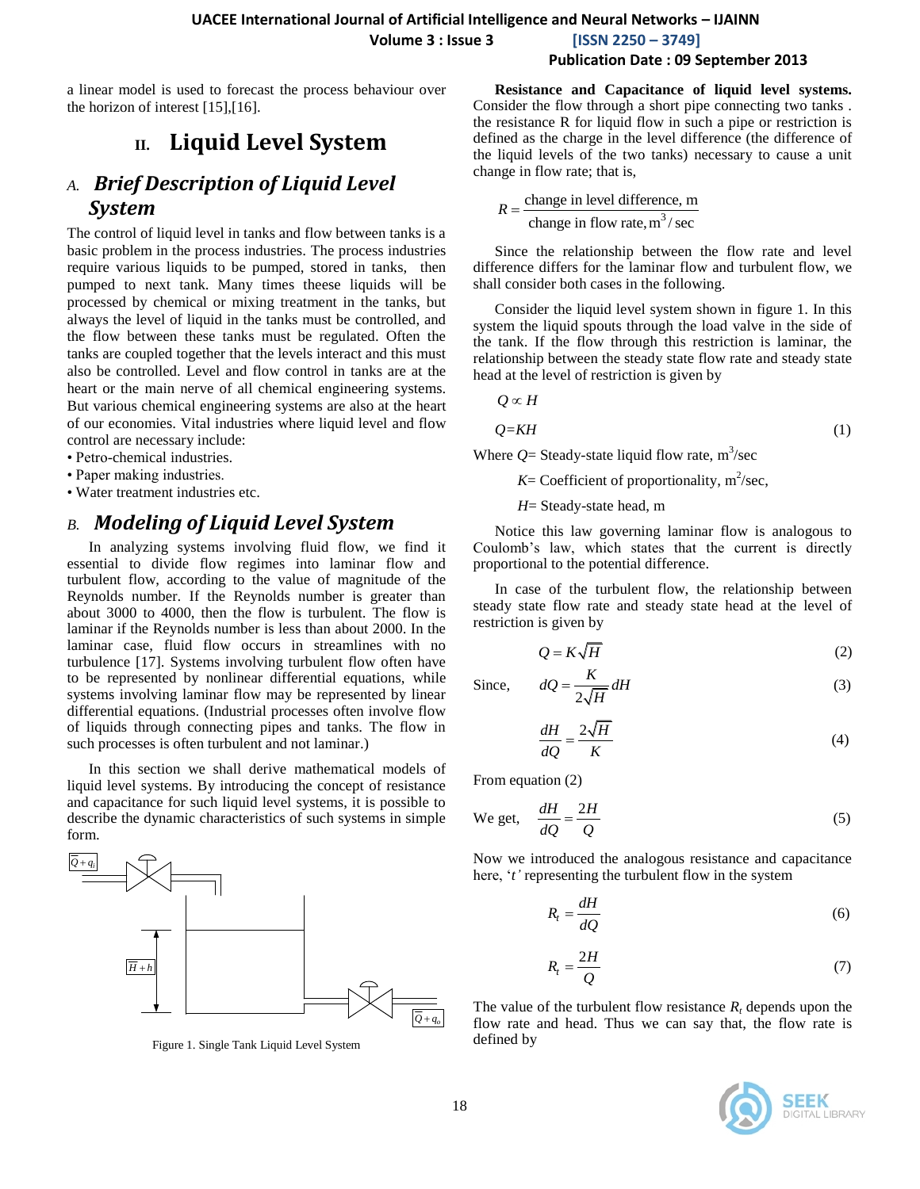a linear model is used to forecast the process behaviour over the horizon of interest [15],[16].

## II. Liquid Level System

### A. *Brief Description of Liquid Level System*

The control of liquid level in tanks and flow between tanks is a basic problem in the process industries. The process industries require various liquids to be pumped, stored in tanks, then pumped to next tank. Many times theese liquids will be processed by chemical or mixing treatment in the tanks, but always the level of liquid in the tanks must be controlled, and the flow between these tanks must be regulated. Often the tanks are coupled together that the levels interact and this must also be controlled. Level and flow control in tanks are at the heart or the main nerve of all chemical engineering systems. But various chemical engineering systems are also at the heart of our economies. Vital industries where liquid level and flow control are necessary include:

- Petro-chemical industries.
- Paper making industries.
- Water treatment industries etc.

### B. *Modeling of Liquid Level System*

In analyzing systems involving fluid flow, we find it essential to divide flow regimes into laminar flow and turbulent flow, according to the value of magnitude of the Reynolds number. If the Reynolds number is greater than about 3000 to 4000, then the flow is turbulent. The flow is laminar if the Reynolds number is less than about 2000. In the laminar case, fluid flow occurs in streamlines with no turbulence [17]. Systems involving turbulent flow often have to be represented by nonlinear differential equations, while systems involving laminar flow may be represented by linear differential equations. (Industrial processes often involve flow of liquids through connecting pipes and tanks. The flow in such processes is often turbulent and not laminar.)

In this section we shall derive mathematical models of liquid level systems. By introducing the concept of resistance and capacitance for such liquid level systems, it is possible to describe the dynamic characteristics of such systems in simple form.

Figure 1. Single Tank Liquid Level System

**Resistance and Capacitance of liquid level systems.** Consider the flow through a short pipe connecting two tanks . the resistance R for liquid flow in such a pipe or restriction is defined as the charge in the level difference (the difference of the liquid levels of the two tanks) necessary to cause a unit change in flow rate; that is,

$$R = \frac{\text{change in level difference, m}}{\text{change in flow rate, m}^3/\text{sec}}$$

Since the relationship between the flow rate and level difference differs for the laminar flow and turbulent flow, we shall consider both cases in the following.

Consider the liquid level system shown in figure 1. In this system the liquid spouts through the load valve in the side of the tank. If the flow through this restriction is laminar, the relationship between the steady state flow rate and steady state head at the level of restriction is given by

$$Q \propto H$$

$$Q = KH \tag{1}$$

Where $Q$= Steady-state liquid flow rate, $m^3$/sec

$K$= Coefficient of proportionality, $m^2$/sec,

$H$= Steady-state head, m

Notice this law governing laminar flow is analogous to Coulomb's law, which states that the current is directly proportional to the potential difference.

In case of the turbulent flow, the relationship between steady state flow rate and steady state head at the level of restriction is given by

$$Q = K\sqrt{H} \tag{2}$$

Since,

$$dQ = \frac{K}{2\sqrt{H}}dH \tag{3}$$

$$\frac{dH}{dQ} = \frac{2\sqrt{H}}{K} \tag{4}$$

From equation (2)

We get,

$$\frac{dH}{dQ} = \frac{2H}{Q} \tag{5}$$

Now we introduced the analogous resistance and capacitance here, '*t'* representing the turbulent flow in the system

$$R_t = \frac{dH}{dQ} \tag{6}$$

$$R_t = \frac{2H}{Q} \tag{7}$$

The value of the turbulent flow resistance $R_t$ depends upon the flow rate and head. Thus we can say that, the flow rate is defined by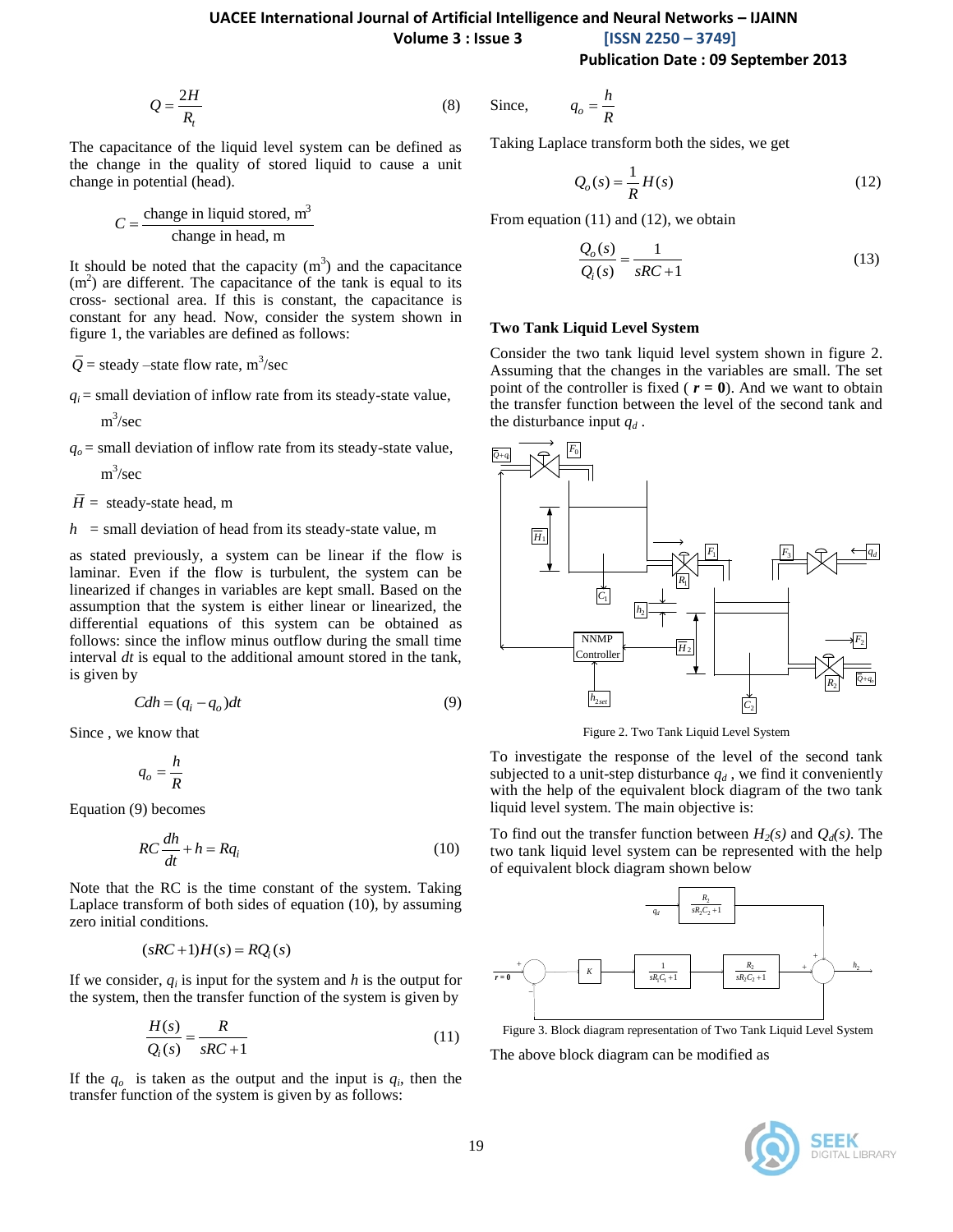$$Q = \frac{2H}{R_t} \tag{8}$$

The capacitance of the liquid level system can be defined as the change in the quality of stored liquid to cause a unit change in potential (head).

$$C = \frac{\text{change in liquid stored, m}^3}{\text{change in head, m}}$$

It should be noted that the capacity ($m^3$) and the capacitance ($m^2$) are different. The capacitance of the tank is equal to its cross- sectional area. If this is constant, the capacitance is constant for any head. Now, consider the system shown in figure 1, the variables are defined as follows:

$\bar{Q}$ = steady –state flow rate, $m^3$/sec

$q_i$ = small deviation of inflow rate from its steady-state value, $m^3$/sec

$q_o$ = small deviation of inflow rate from its steady-state value, $m^3$/sec

$\bar{H}$ = steady-state head, m

$h$ = small deviation of head from its steady-state value, m

as stated previously, a system can be linear if the flow is laminar. Even if the flow is turbulent, the system can be linearized if changes in variables are kept small. Based on the assumption that the system is either linear or linearized, the differential equations of this system can be obtained as follows: since the inflow minus outflow during the small time interval $dt$ is equal to the additional amount stored in the tank, is given by

$$Cdh = (q_i - q_o)dt \tag{9}$$

Since , we know that

$$q_o = \frac{h}{R}$$

Equation (9) becomes

$$RC\frac{dh}{dt} + h = Rq_i \tag{10}$$

Note that the RC is the time constant of the system. Taking Laplace transform of both sides of equation (10), by assuming zero initial conditions.

$$(sRC+1)H(s) = RQ_i(s)$$

If we consider, $q_i$ is input for the system and $h$ is the output for the system, then the transfer function of the system is given by

$$\frac{H(s)}{Q_i(s)} = \frac{R}{sRC+1} \tag{11}$$

If the $q_o$ is taken as the output and the input is $q_i$, then the transfer function of the system is given by as follows:

Since, $q_o = \frac{h}{R}$

Taking Laplace transform both the sides, we get

$$Q_o(s) = \frac{1}{R}H(s) \tag{12}$$

From equation (11) and (12), we obtain

$$\frac{Q_o(s)}{Q_i(s)} = \frac{1}{sRC+1} \tag{13}$$

### Two Tank Liquid Level System

Consider the two tank liquid level system shown in figure 2. Assuming that the changes in the variables are small. The set point of the controller is fixed ( $\boldsymbol{r = 0}$). And we want to obtain the transfer function between the level of the second tank and the disturbance input $q_d$ .

Figure 2. Two Tank Liquid Level System

To investigate the response of the level of the second tank subjected to a unit-step disturbance $q_d$ , we find it conveniently with the help of the equivalent block diagram of the two tank liquid level system. The main objective is:

To find out the transfer function between $H_2(s)$ and $Q_d(s)$. The two tank liquid level system can be represented with the help of equivalent block diagram shown below

Figure 3. Block diagram representation of Two Tank Liquid Level System

The above block diagram can be modified as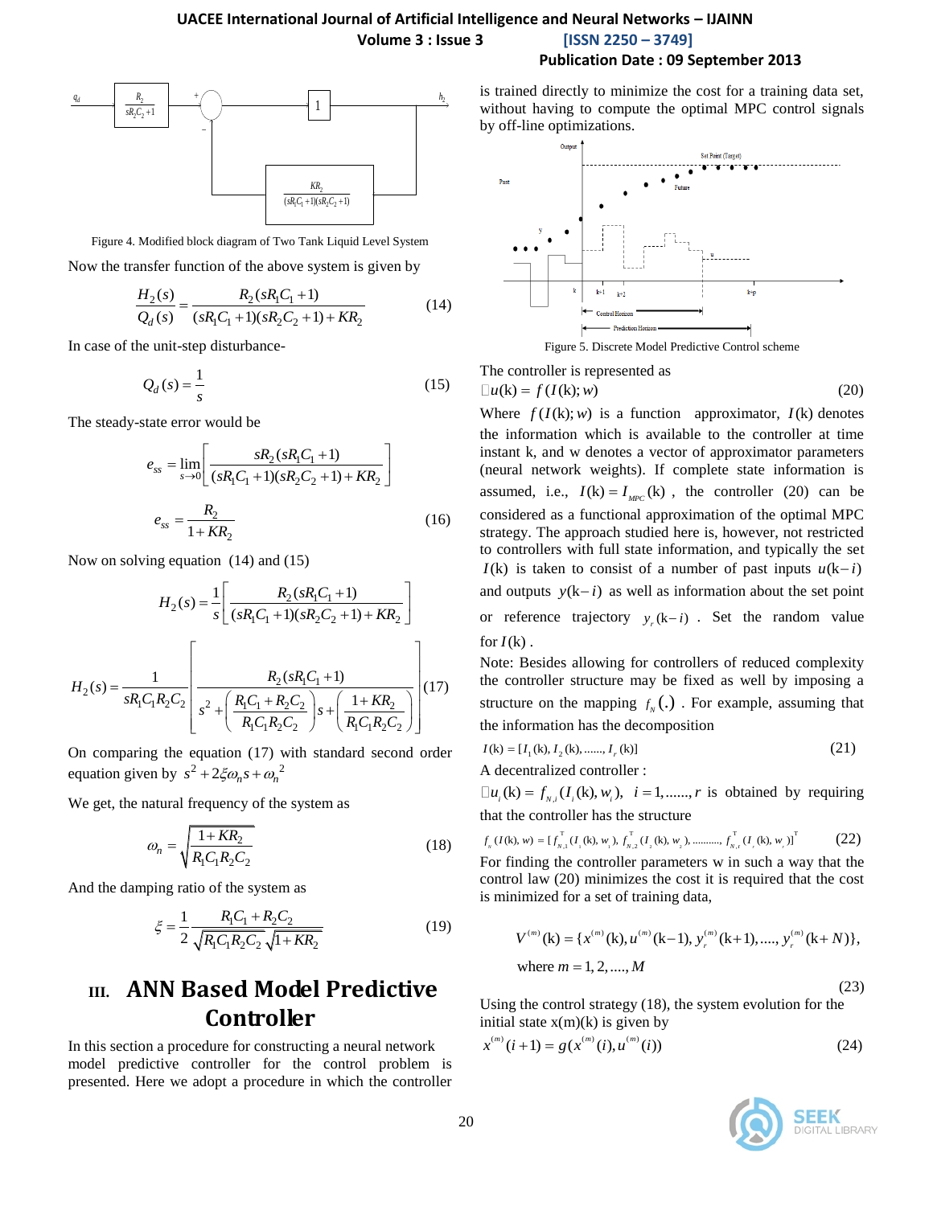Figure 4. Modified block diagram of Two Tank Liquid Level System

Now the transfer function of the above system is given by

$$\frac{H_2(s)}{Q_d(s)} = \frac{R_2(sR_1C_1+1)}{(sR_1C_1+1)(sR_2C_2+1)+KR_2} \tag{14}$$

In case of the unit-step disturbance-

$$Q_d(s) = \frac{1}{s} \tag{15}$$

The steady-state error would be

$$e_{ss} = \lim_{s\to 0}\left[\frac{sR_2(sR_1C_1+1)}{(sR_1C_1+1)(sR_2C_2+1)+KR_2}\right]$$

$$e_{ss} = \frac{R_2}{1+KR_2} \tag{16}$$

Now on solving equation (14) and (15)

$$H_2(s) = \frac{1}{s}\left[\frac{R_2(sR_1C_1+1)}{(sR_1C_1+1)(sR_2C_2+1)+KR_2}\right]$$

$$H_2(s) = \frac{1}{sR_1C_1R_2C_2}\left[\frac{R_2(sR_1C_1+1)}{s^2+\left(\frac{R_1C_1+R_2C_2}{R_1C_1R_2C_2}\right)s+\left(\frac{1+KR_2}{R_1C_1R_2C_2}\right)}\right] \tag{17}$$

On comparing the equation (17) with standard second order equation given by $s^2+2\xi\omega_n s+\omega_n^2$

We get, the natural frequency of the system as

$$\omega_n = \sqrt{\frac{1+KR_2}{R_1C_1R_2C_2}} \tag{18}$$

And the damping ratio of the system as

$$\xi = \frac{1}{2}\frac{R_1C_1+R_2C_2}{\sqrt{R_1C_1R_2C_2}\sqrt{1+KR_2}} \tag{19}$$

## III. ANN Based Model Predictive Controller

In this section a procedure for constructing a neural network model predictive controller for the control problem is presented. Here we adopt a procedure in which the controller is trained directly to minimize the cost for a training data set, without having to compute the optimal MPC control signals by off-line optimizations.

Figure 5. Discrete Model Predictive Control scheme

The controller is represented as

$$\Delta u(\text{k}) = f(I(\text{k}); w) \tag{20}$$

Where $f(I(\text{k}); w)$ is a function approximator, $I(\text{k})$ denotes the information which is available to the controller at time instant k, and w denotes a vector of approximator parameters (neural network weights). If complete state information is assumed, i.e., $I(\text{k}) = I_{MPC}(\text{k})$, the controller (20) can be considered as a functional approximation of the optimal MPC strategy. The approach studied here is, however, not restricted to controllers with full state information, and typically the set $I(\text{k})$ is taken to consist of a number of past inputs $u(\text{k}-i)$ and outputs $y(\text{k}-i)$ as well as information about the set point or reference trajectory $y_r(\text{k}-i)$. Set the random value for $I(\text{k})$.

Note: Besides allowing for controllers of reduced complexity the controller structure may be fixed as well by imposing a structure on the mapping $f_N(.)$. For example, assuming that the information has the decomposition

$$I(\text{k}) = [I_1(\text{k}), I_2(\text{k}), \ldots\ldots, I_r(\text{k})] \tag{21}$$

A decentralized controller :

$\Delta u_i(\text{k}) = f_{N,i}(I_i(\text{k}), w_i),\ \ i = 1, \ldots\ldots, r$ is obtained by requiring that the controller has the structure

$$f_N(I(\text{k}), w) = [f_{N,1}^{\mathrm{T}}(I_1(\text{k}), w_1), f_{N,2}^{\mathrm{T}}(I_2(\text{k}), w_2), \ldots\ldots\ldots, f_{N,r}^{\mathrm{T}}(I_r(\text{k}), w_r)]^{\mathrm{T}} \tag{22}$$

For finding the controller parameters w in such a way that the control law (20) minimizes the cost it is required that the cost is minimized for a set of training data,

$$V^{(m)}(\text{k}) = \{x^{(m)}(\text{k}), u^{(m)}(\text{k}-1), y_r^{(m)}(\text{k}+1), \ldots, y_r^{(m)}(\text{k}+N)\},$$
$$\text{where } m = 1, 2, \ldots, M \tag{23}$$

Using the control strategy (18), the system evolution for the initial state x(m)(k) is given by

$$x^{(m)}(i+1) = g(x^{(m)}(i), u^{(m)}(i)) \tag{24}$$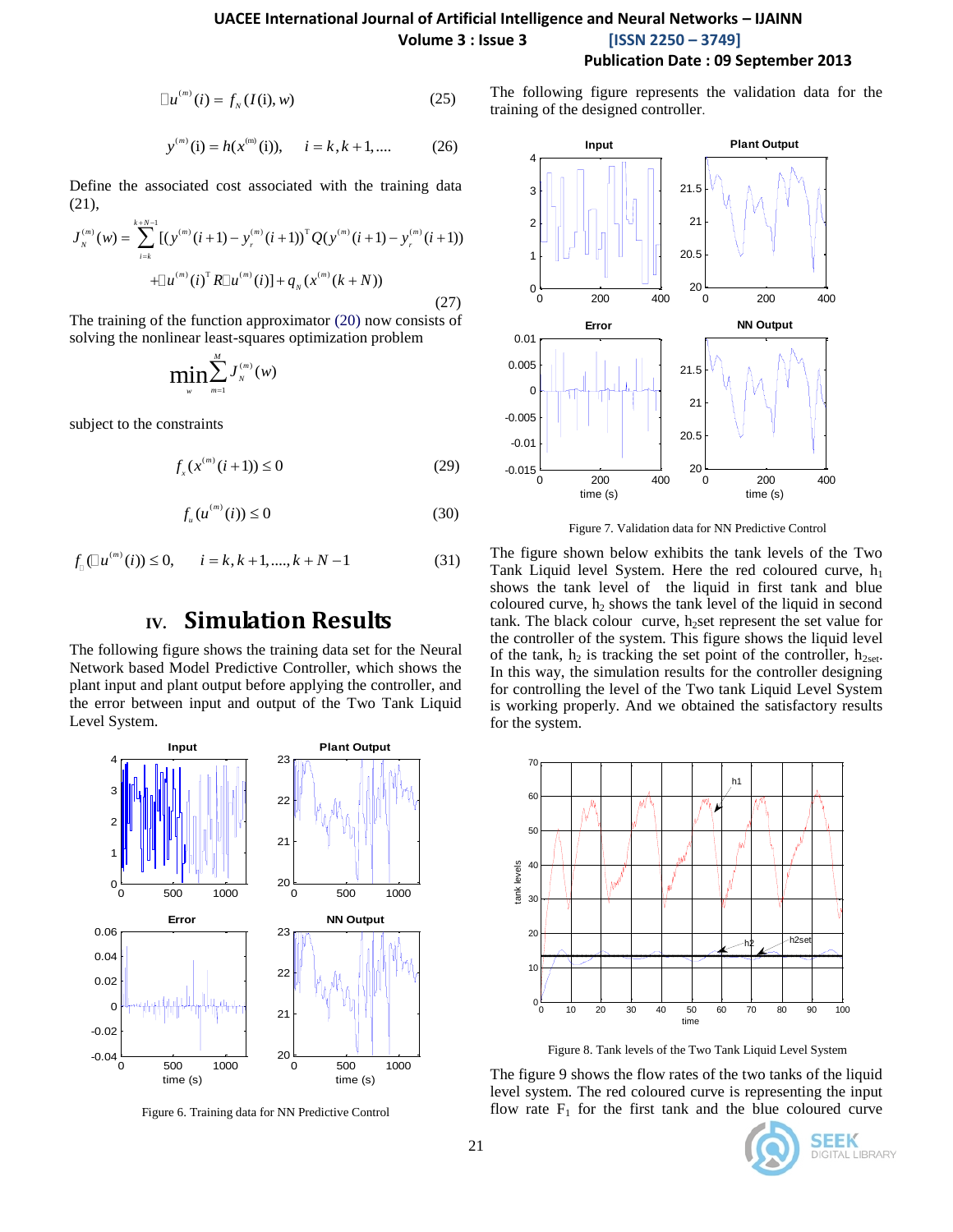$$\Delta u^{(m)}(i) = f_N(I(i), w) \tag{25}$$

$$y^{(m)}(i) = h(x^{(m)}(i)), \quad i = k, k+1, .... \tag{26}$$

Define the associated cost associated with the training data (21),

$$J_N^{(m)}(w) = \sum_{i=k}^{k+N-1} [(y^{(m)}(i+1) - y_r^{(m)}(i+1))^T Q(y^{(m)}(i+1) - y_r^{(m)}(i+1))$$
$$+\Delta u^{(m)}(i)^T R \Delta u^{(m)}(i)] + q_N(x^{(m)}(k+N)) \tag{27}$$

The training of the function approximator (20) now consists of solving the nonlinear least-squares optimization problem

$$\min_w \sum_{m=1}^{M} J_N^{(m)}(w)$$

subject to the constraints

$$f_x(x^{(m)}(i+1)) \le 0 \tag{29}$$

$$f_u(u^{(m)}(i)) \le 0 \tag{30}$$

$$f_\Delta(\Delta u^{(m)}(i)) \le 0, \quad i = k, k+1, ...., k+N-1 \tag{31}$$

# IV. Simulation Results

The following figure shows the training data set for the Neural Network based Model Predictive Controller, which shows the plant input and plant output before applying the controller, and the error between input and output of the Two Tank Liquid Level System.

Figure 6. Training data for NN Predictive Control

The following figure represents the validation data for the training of the designed controller.

Figure 7. Validation data for NN Predictive Control

The figure shown below exhibits the tank levels of the Two Tank Liquid level System. Here the red coloured curve, $h_1$ shows the tank level of the liquid in first tank and blue coloured curve, $h_2$ shows the tank level of the liquid in second tank. The black colour curve, $h_2$set represent the set value for the controller of the system. This figure shows the liquid level of the tank, $h_2$ is tracking the set point of the controller, $h_{2set}$. In this way, the simulation results for the controller designing for controlling the level of the Two tank Liquid Level System is working properly. And we obtained the satisfactory results for the system.

Figure 8. Tank levels of the Two Tank Liquid Level System

The figure 9 shows the flow rates of the two tanks of the liquid level system. The red coloured curve is representing the input flow rate $F_1$ for the first tank and the blue coloured curve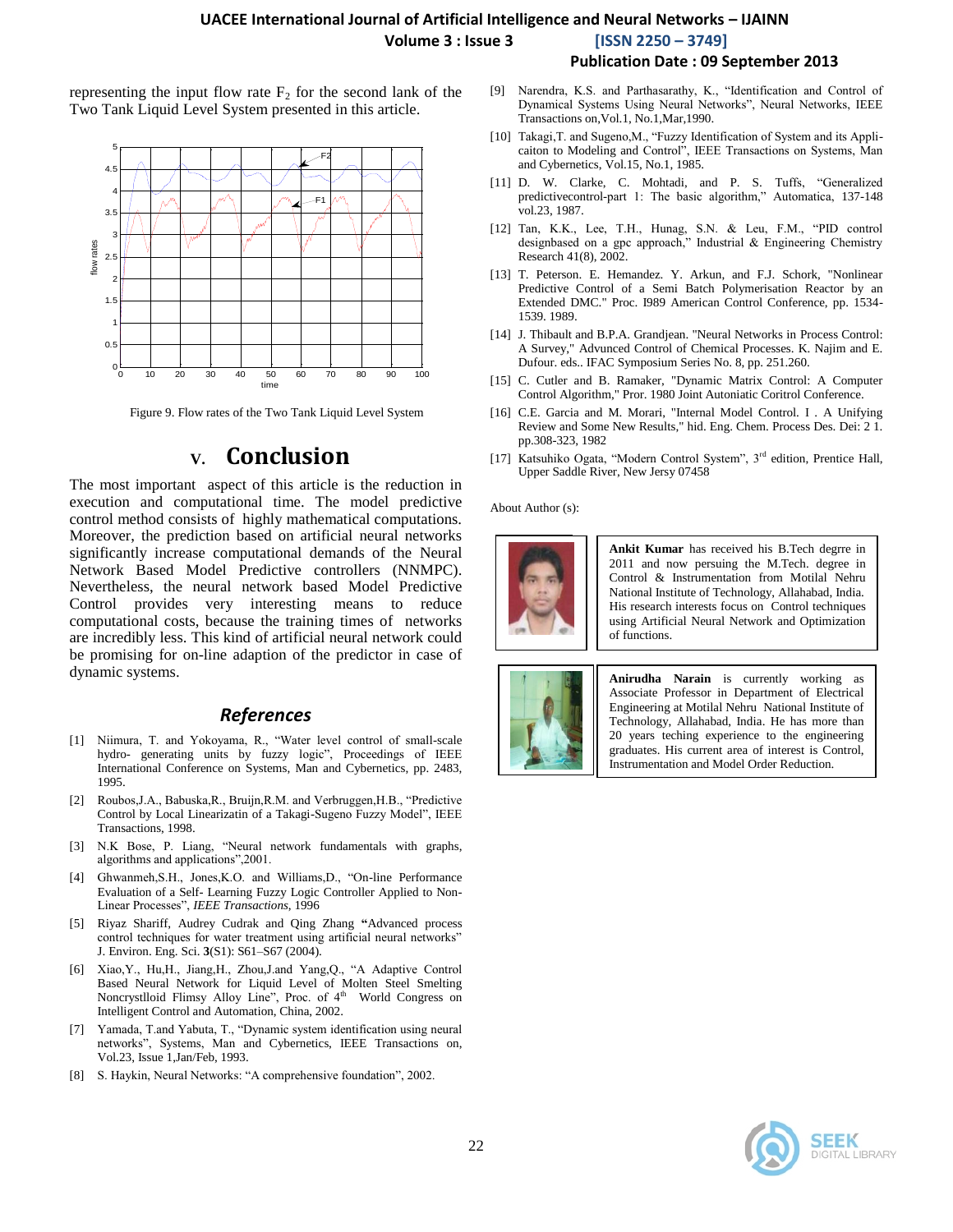representing the input flow rate $F_2$ for the second lank of the Two Tank Liquid Level System presented in this article.

5
4.5
4
3.5
3
2.5
2
1.5
1
0.5
0
flow rates
0 10 20 30 40 50 60 70 80 90 100
time
F2
F1

Figure 9. Flow rates of the Two Tank Liquid Level System

# V. Conclusion

The most important aspect of this article is the reduction in execution and computational time. The model predictive control method consists of highly mathematical computations. Moreover, the prediction based on artificial neural networks significantly increase computational demands of the Neural Network Based Model Predictive controllers (NNMPC). Nevertheless, the neural network based Model Predictive Control provides very interesting means to reduce computational costs, because the training times of networks are incredibly less. This kind of artificial neural network could be promising for on-line adaption of the predictor in case of dynamic systems.

## *References*

[1] Niimura, T. and Yokoyama, R., "Water level control of small-scale hydro- generating units by fuzzy logic", Proceedings of IEEE International Conference on Systems, Man and Cybernetics, pp. 2483, 1995.

[2] Roubos,J.A., Babuska,R., Bruijn,R.M. and Verbruggen,H.B., "Predictive Control by Local Linearizatin of a Takagi-Sugeno Fuzzy Model", IEEE Transactions, 1998.

[3] N.K Bose, P. Liang, "Neural network fundamentals with graphs, algorithms and applications",2001.

[4] Ghwanmeh,S.H., Jones,K.O. and Williams,D., "On-line Performance Evaluation of a Self- Learning Fuzzy Logic Controller Applied to Non-Linear Processes", *IEEE Transactions*, 1996

[5] Riyaz Shariff, Audrey Cudrak and Qing Zhang **"**Advanced process control techniques for water treatment using artificial neural networks" J. Environ. Eng. Sci. **3**(S1): S61–S67 (2004).

[6] Xiao,Y., Hu,H., Jiang,H., Zhou,J.and Yang,Q., "A Adaptive Control Based Neural Network for Liquid Level of Molten Steel Smelting Noncrystlloid Flimsy Alloy Line", Proc. of 4th World Congress on Intelligent Control and Automation, China, 2002.

[7] Yamada, T.and Yabuta, T., "Dynamic system identification using neural networks", Systems, Man and Cybernetics, IEEE Transactions on, Vol.23, Issue 1,Jan/Feb, 1993.

[8] S. Haykin, Neural Networks: "A comprehensive foundation", 2002.

[9] Narendra, K.S. and Parthasarathy, K., "Identification and Control of Dynamical Systems Using Neural Networks", Neural Networks, IEEE Transactions on,Vol.1, No.1,Mar,1990.

[10] Takagi,T. and Sugeno,M., "Fuzzy Identification of System and its Applicaiton to Modeling and Control", IEEE Transactions on Systems, Man and Cybernetics, Vol.15, No.1, 1985.

[11] D. W. Clarke, C. Mohtadi, and P. S. Tuffs, "Generalized predictivecontrol-part 1: The basic algorithm," Automatica, 137-148 vol.23, 1987.

[12] Tan, K.K., Lee, T.H., Hunag, S.N. & Leu, F.M., "PID control designbased on a gpc approach," Industrial & Engineering Chemistry Research 41(8), 2002.

[13] T. Peterson. E. Hemandez. Y. Arkun, and F.J. Schork, "Nonlinear Predictive Control of a Semi Batch Polymerisation Reactor by an Extended DMC." Proc. I989 American Control Conference, pp. 1534-1539. 1989.

[14] J. Thibault and B.P.A. Grandjean. "Neural Networks in Process Control: A Survey," Advanced Control of Chemical Processes. K. Najim and E. Dufour. eds.. IFAC Symposium Series No. 8, pp. 251.260.

[15] C. Cutler and B. Ramaker, "Dynamic Matrix Control: A Computer Control Algorithm," Pror. 1980 Joint Autoniatic Coritrol Conference.

[16] C.E. Garcia and M. Morari, "Internal Model Control. I . A Unifying Review and Some New Results," hid. Eng. Chem. Process Des. Dei: 2 1. pp.308-323, 1982

[17] Katsuhiko Ogata, "Modern Control System", 3rd edition, Prentice Hall, Upper Saddle River, New Jersy 07458

About Author (s):

**Ankit Kumar** has received his B.Tech degrre in 2011 and now persuing the M.Tech. degree in Control & Instrumentation from Motilal Nehru National Institute of Technology, Allahabad, India. His research interests focus on Control techniques using Artificial Neural Network and Optimization of functions.

**Anirudha Narain** is currently working as Associate Professor in Department of Electrical Engineering at Motilal Nehru National Institute of Technology, Allahabad, India. He has more than 20 years teching experience to the engineering graduates. His current area of interest is Control, Instrumentation and Model Order Reduction.